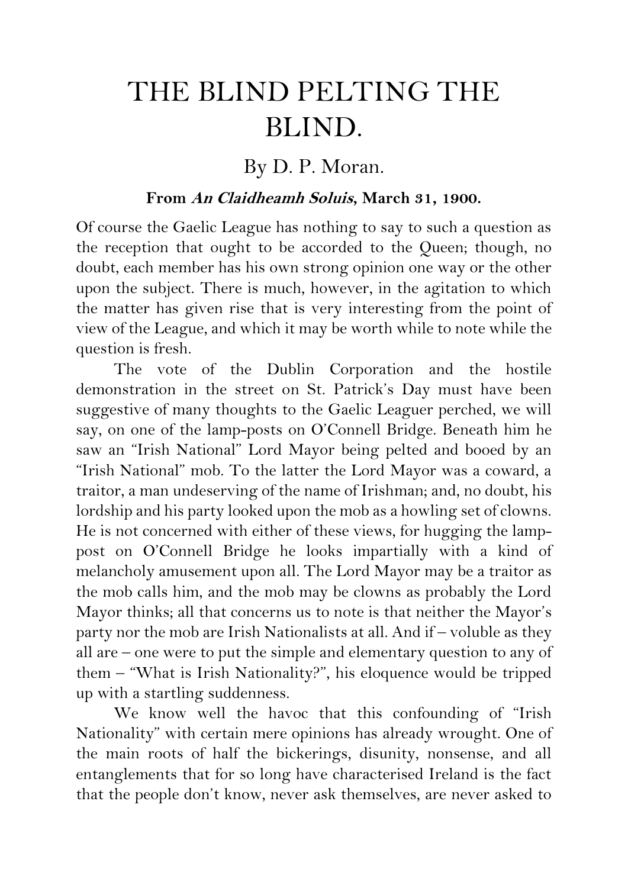# THE BLIND PELTING THE BLIND.

By D. P. Moran.

**From *An Claidheamh Soluis*, March 31, 1900.**

Of course the Gaelic League has nothing to say to such a question as the reception that ought to be accorded to the Queen; though, no doubt, each member has his own strong opinion one way or the other upon the subject. There is much, however, in the agitation to which the matter has given rise that is very interesting from the point of view of the League, and which it may be worth while to note while the question is fresh.

The vote of the Dublin Corporation and the hostile demonstration in the street on St. Patrick's Day must have been suggestive of many thoughts to the Gaelic Leaguer perched, we will say, on one of the lamp-posts on O'Connell Bridge. Beneath him he saw an "Irish National" Lord Mayor being pelted and booed by an "Irish National" mob. To the latter the Lord Mayor was a coward, a traitor, a man undeserving of the name of Irishman; and, no doubt, his lordship and his party looked upon the mob as a howling set of clowns. He is not concerned with either of these views, for hugging the lamp-post on O'Connell Bridge he looks impartially with a kind of melancholy amusement upon all. The Lord Mayor may be a traitor as the mob calls him, and the mob may be clowns as probably the Lord Mayor thinks; all that concerns us to note is that neither the Mayor's party nor the mob are Irish Nationalists at all. And if – voluble as they all are – one were to put the simple and elementary question to any of them – "What is Irish Nationality?", his eloquence would be tripped up with a startling suddenness.

We know well the havoc that this confounding of "Irish Nationality" with certain mere opinions has already wrought. One of the main roots of half the bickerings, disunity, nonsense, and all entanglements that for so long have characterised Ireland is the fact that the people don't know, never ask themselves, are never asked to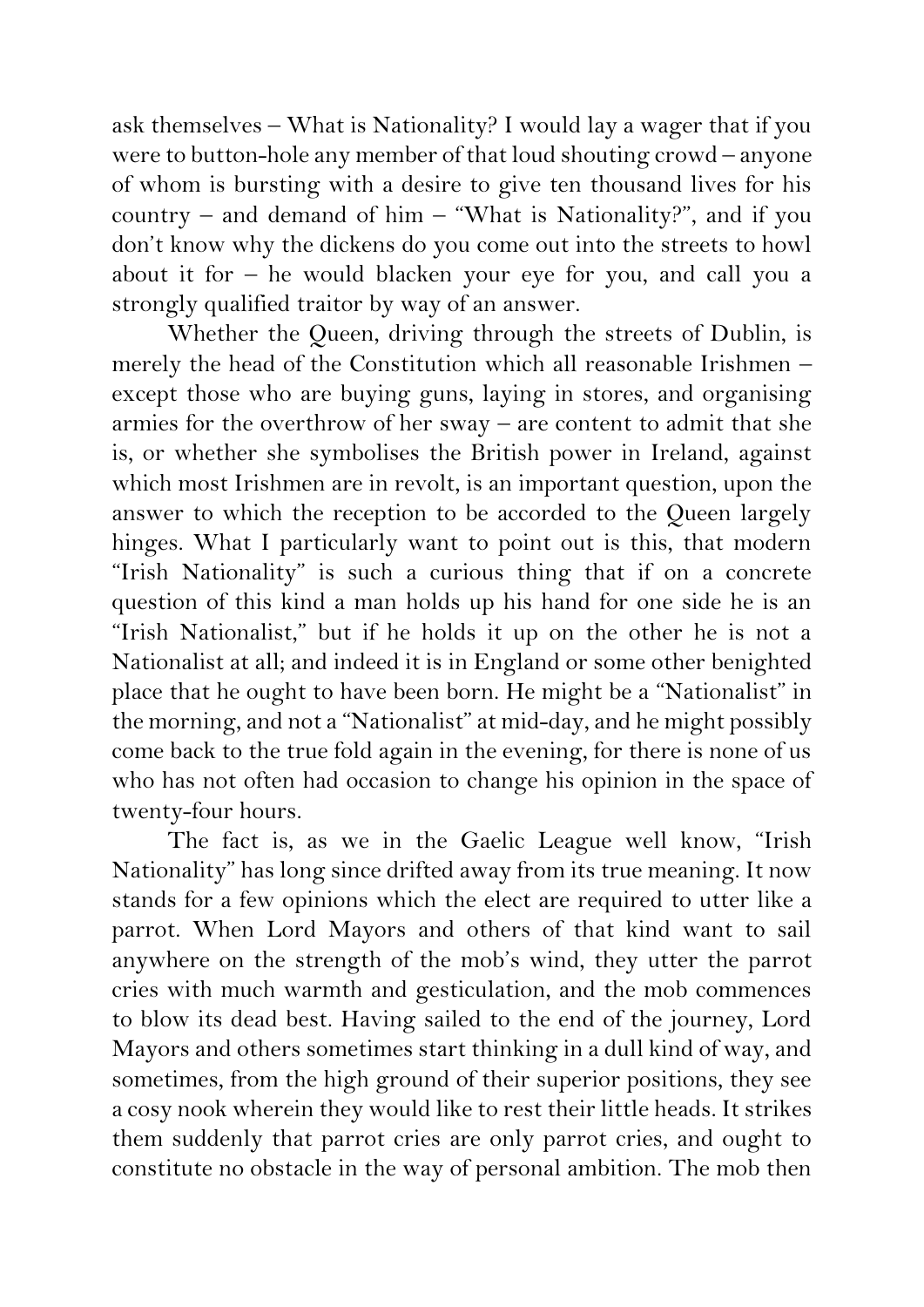ask themselves – What is Nationality? I would lay a wager that if you were to button-hole any member of that loud shouting crowd – anyone of whom is bursting with a desire to give ten thousand lives for his country – and demand of him – "What is Nationality?", and if you don't know why the dickens do you come out into the streets to howl about it for – he would blacken your eye for you, and call you a strongly qualified traitor by way of an answer.

Whether the Queen, driving through the streets of Dublin, is merely the head of the Constitution which all reasonable Irishmen – except those who are buying guns, laying in stores, and organising armies for the overthrow of her sway – are content to admit that she is, or whether she symbolises the British power in Ireland, against which most Irishmen are in revolt, is an important question, upon the answer to which the reception to be accorded to the Queen largely hinges. What I particularly want to point out is this, that modern "Irish Nationality" is such a curious thing that if on a concrete question of this kind a man holds up his hand for one side he is an "Irish Nationalist," but if he holds it up on the other he is not a Nationalist at all; and indeed it is in England or some other benighted place that he ought to have been born. He might be a "Nationalist" in the morning, and not a "Nationalist" at mid-day, and he might possibly come back to the true fold again in the evening, for there is none of us who has not often had occasion to change his opinion in the space of twenty-four hours.

The fact is, as we in the Gaelic League well know, "Irish Nationality" has long since drifted away from its true meaning. It now stands for a few opinions which the elect are required to utter like a parrot. When Lord Mayors and others of that kind want to sail anywhere on the strength of the mob's wind, they utter the parrot cries with much warmth and gesticulation, and the mob commences to blow its dead best. Having sailed to the end of the journey, Lord Mayors and others sometimes start thinking in a dull kind of way, and sometimes, from the high ground of their superior positions, they see a cosy nook wherein they would like to rest their little heads. It strikes them suddenly that parrot cries are only parrot cries, and ought to constitute no obstacle in the way of personal ambition. The mob then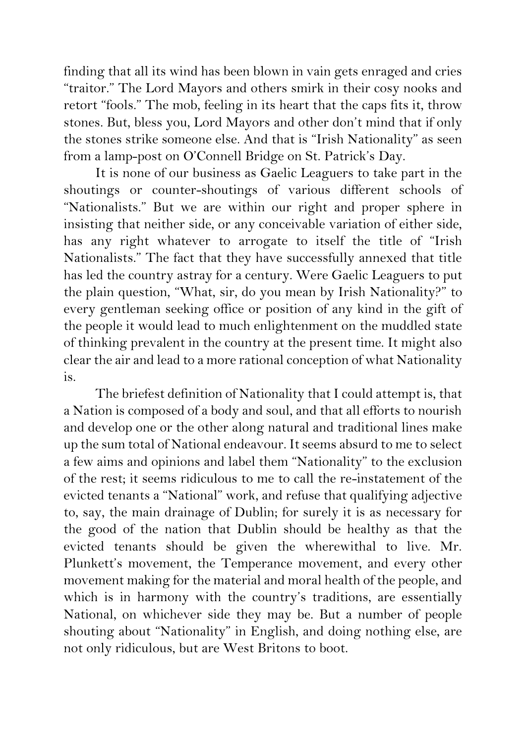finding that all its wind has been blown in vain gets enraged and cries "traitor." The Lord Mayors and others smirk in their cosy nooks and retort "fools." The mob, feeling in its heart that the caps fits it, throw stones. But, bless you, Lord Mayors and other don't mind that if only the stones strike someone else. And that is "Irish Nationality" as seen from a lamp-post on O'Connell Bridge on St. Patrick's Day.

It is none of our business as Gaelic Leaguers to take part in the shoutings or counter-shoutings of various different schools of "Nationalists." But we are within our right and proper sphere in insisting that neither side, or any conceivable variation of either side, has any right whatever to arrogate to itself the title of "Irish Nationalists." The fact that they have successfully annexed that title has led the country astray for a century. Were Gaelic Leaguers to put the plain question, "What, sir, do you mean by Irish Nationality?" to every gentleman seeking office or position of any kind in the gift of the people it would lead to much enlightenment on the muddled state of thinking prevalent in the country at the present time. It might also clear the air and lead to a more rational conception of what Nationality is.

The briefest definition of Nationality that I could attempt is, that a Nation is composed of a body and soul, and that all efforts to nourish and develop one or the other along natural and traditional lines make up the sum total of National endeavour. It seems absurd to me to select a few aims and opinions and label them "Nationality" to the exclusion of the rest; it seems ridiculous to me to call the re-instatement of the evicted tenants a "National" work, and refuse that qualifying adjective to, say, the main drainage of Dublin; for surely it is as necessary for the good of the nation that Dublin should be healthy as that the evicted tenants should be given the wherewithal to live. Mr. Plunkett's movement, the Temperance movement, and every other movement making for the material and moral health of the people, and which is in harmony with the country's traditions, are essentially National, on whichever side they may be. But a number of people shouting about "Nationality" in English, and doing nothing else, are not only ridiculous, but are West Britons to boot.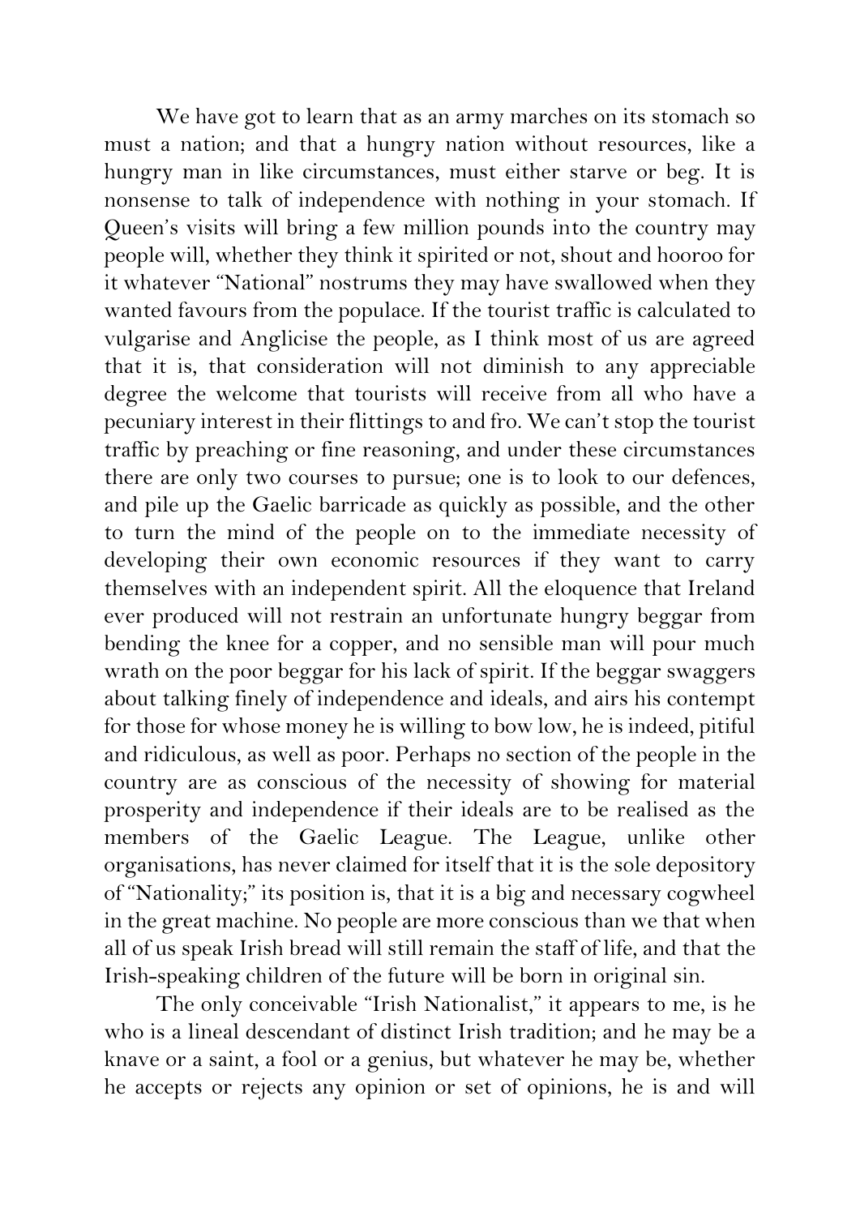We have got to learn that as an army marches on its stomach so must a nation; and that a hungry nation without resources, like a hungry man in like circumstances, must either starve or beg. It is nonsense to talk of independence with nothing in your stomach. If Queen's visits will bring a few million pounds into the country may people will, whether they think it spirited or not, shout and hooroo for it whatever "National" nostrums they may have swallowed when they wanted favours from the populace. If the tourist traffic is calculated to vulgarise and Anglicise the people, as I think most of us are agreed that it is, that consideration will not diminish to any appreciable degree the welcome that tourists will receive from all who have a pecuniary interest in their flittings to and fro. We can't stop the tourist traffic by preaching or fine reasoning, and under these circumstances there are only two courses to pursue; one is to look to our defences, and pile up the Gaelic barricade as quickly as possible, and the other to turn the mind of the people on to the immediate necessity of developing their own economic resources if they want to carry themselves with an independent spirit. All the eloquence that Ireland ever produced will not restrain an unfortunate hungry beggar from bending the knee for a copper, and no sensible man will pour much wrath on the poor beggar for his lack of spirit. If the beggar swaggers about talking finely of independence and ideals, and airs his contempt for those for whose money he is willing to bow low, he is indeed, pitiful and ridiculous, as well as poor. Perhaps no section of the people in the country are as conscious of the necessity of showing for material prosperity and independence if their ideals are to be realised as the members of the Gaelic League. The League, unlike other organisations, has never claimed for itself that it is the sole depository of "Nationality;" its position is, that it is a big and necessary cogwheel in the great machine. No people are more conscious than we that when all of us speak Irish bread will still remain the staff of life, and that the Irish-speaking children of the future will be born in original sin.

The only conceivable "Irish Nationalist," it appears to me, is he who is a lineal descendant of distinct Irish tradition; and he may be a knave or a saint, a fool or a genius, but whatever he may be, whether he accepts or rejects any opinion or set of opinions, he is and will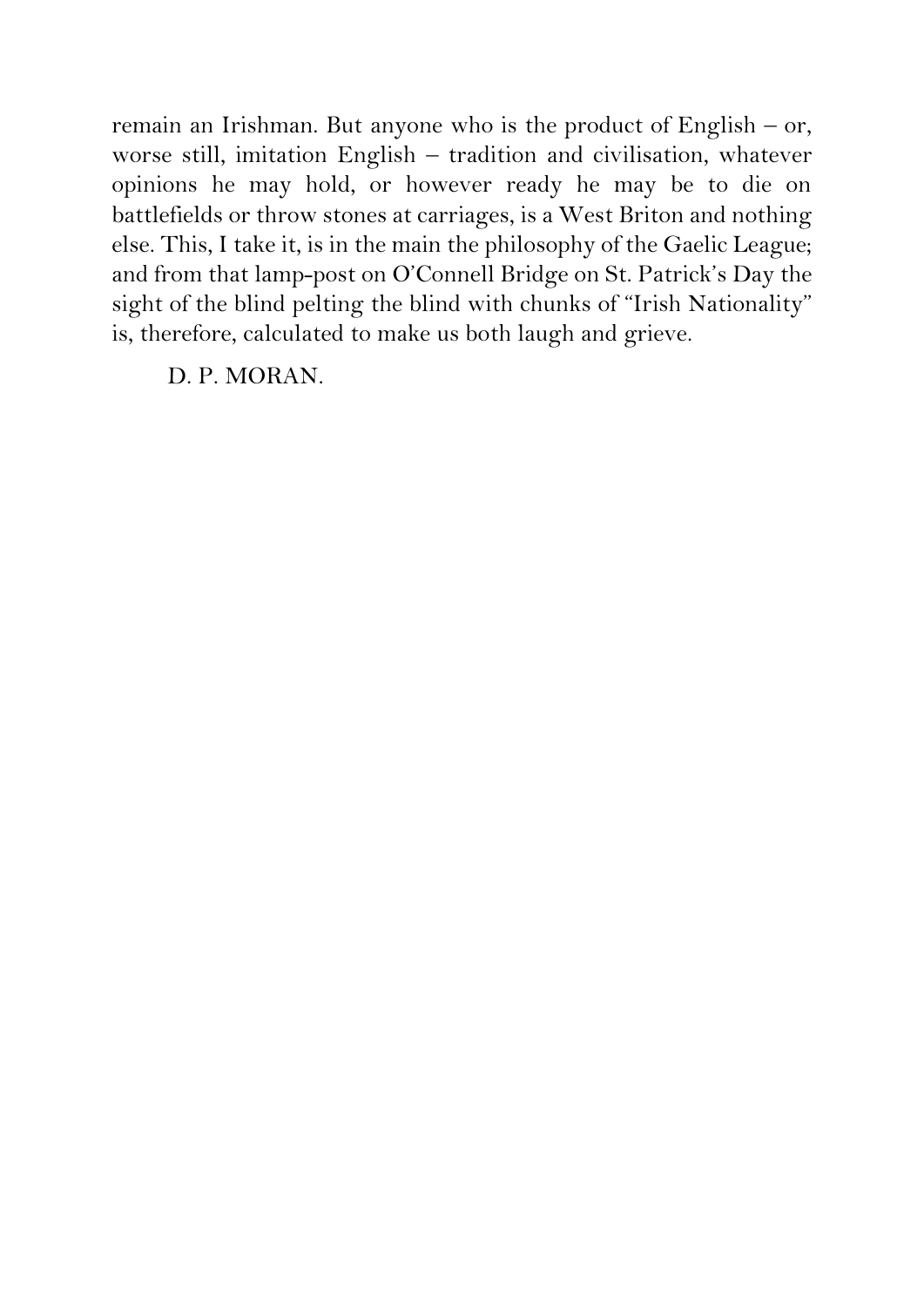remain an Irishman. But anyone who is the product of English – or, worse still, imitation English – tradition and civilisation, whatever opinions he may hold, or however ready he may be to die on battlefields or throw stones at carriages, is a West Briton and nothing else. This, I take it, is in the main the philosophy of the Gaelic League; and from that lamp-post on O'Connell Bridge on St. Patrick's Day the sight of the blind pelting the blind with chunks of "Irish Nationality" is, therefore, calculated to make us both laugh and grieve.

D. P. MORAN.